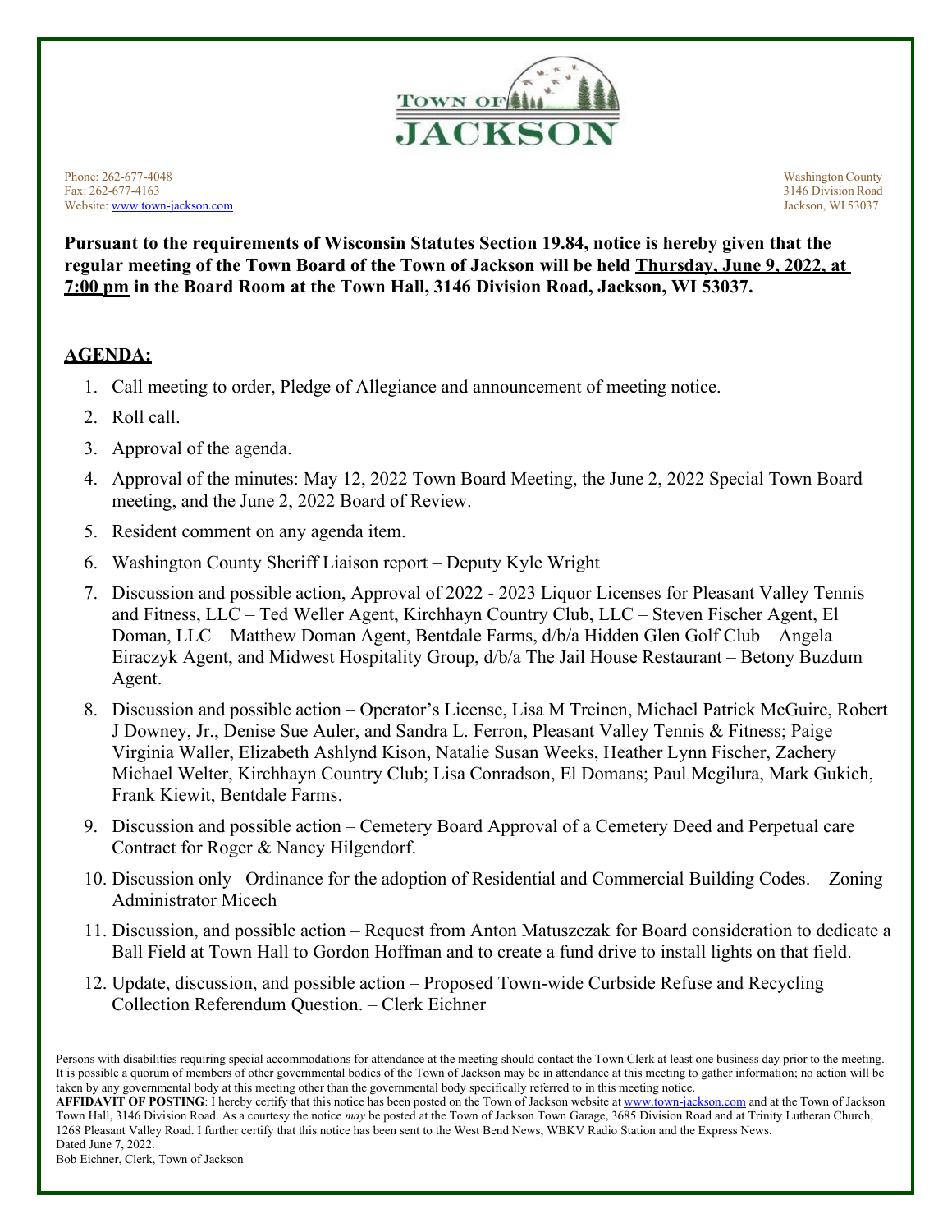TOWN OF
JACKSON

Phone: 262-677-4048
Fax: 262-677-4163
Website: www.town-jackson.com

Washington County
3146 Division Road
Jackson, WI 53037

**Pursuant to the requirements of Wisconsin Statutes Section 19.84, notice is hereby given that the regular meeting of the Town Board of the Town of Jackson will be held Thursday, June 9, 2022, at 7:00 pm in the Board Room at the Town Hall, 3146 Division Road, Jackson, WI 53037.**

## AGENDA:

1. Call meeting to order, Pledge of Allegiance and announcement of meeting notice.
2. Roll call.
3. Approval of the agenda.
4. Approval of the minutes: May 12, 2022 Town Board Meeting, the June 2, 2022 Special Town Board meeting, and the June 2, 2022 Board of Review.
5. Resident comment on any agenda item.
6. Washington County Sheriff Liaison report – Deputy Kyle Wright
7. Discussion and possible action, Approval of 2022 - 2023 Liquor Licenses for Pleasant Valley Tennis and Fitness, LLC – Ted Weller Agent, Kirchhayn Country Club, LLC – Steven Fischer Agent, El Doman, LLC – Matthew Doman Agent, Bentdale Farms, d/b/a Hidden Glen Golf Club – Angela Eiraczyk Agent, and Midwest Hospitality Group, d/b/a The Jail House Restaurant – Betony Buzdum Agent.
8. Discussion and possible action – Operator's License, Lisa M Treinen, Michael Patrick McGuire, Robert J Downey, Jr., Denise Sue Auler, and Sandra L. Ferron, Pleasant Valley Tennis & Fitness; Paige Virginia Waller, Elizabeth Ashlynd Kison, Natalie Susan Weeks, Heather Lynn Fischer, Zachery Michael Welter, Kirchhayn Country Club; Lisa Conradson, El Domans; Paul Mcgilura, Mark Gukich, Frank Kiewit, Bentdale Farms.
9. Discussion and possible action – Cemetery Board Approval of a Cemetery Deed and Perpetual care Contract for Roger & Nancy Hilgendorf.
10. Discussion only– Ordinance for the adoption of Residential and Commercial Building Codes. – Zoning Administrator Micech
11. Discussion, and possible action – Request from Anton Matuszczak for Board consideration to dedicate a Ball Field at Town Hall to Gordon Hoffman and to create a fund drive to install lights on that field.
12. Update, discussion, and possible action – Proposed Town-wide Curbside Refuse and Recycling Collection Referendum Question. – Clerk Eichner

Persons with disabilities requiring special accommodations for attendance at the meeting should contact the Town Clerk at least one business day prior to the meeting. It is possible a quorum of members of other governmental bodies of the Town of Jackson may be in attendance at this meeting to gather information; no action will be taken by any governmental body at this meeting other than the governmental body specifically referred to in this meeting notice.

**AFFIDAVIT OF POSTING**: I hereby certify that this notice has been posted on the Town of Jackson website at www.town-jackson.com and at the Town of Jackson Town Hall, 3146 Division Road. As a courtesy the notice *may* be posted at the Town of Jackson Town Garage, 3685 Division Road and at Trinity Lutheran Church, 1268 Pleasant Valley Road. I further certify that this notice has been sent to the West Bend News, WBKV Radio Station and the Express News.
Dated June 7, 2022.
Bob Eichner, Clerk, Town of Jackson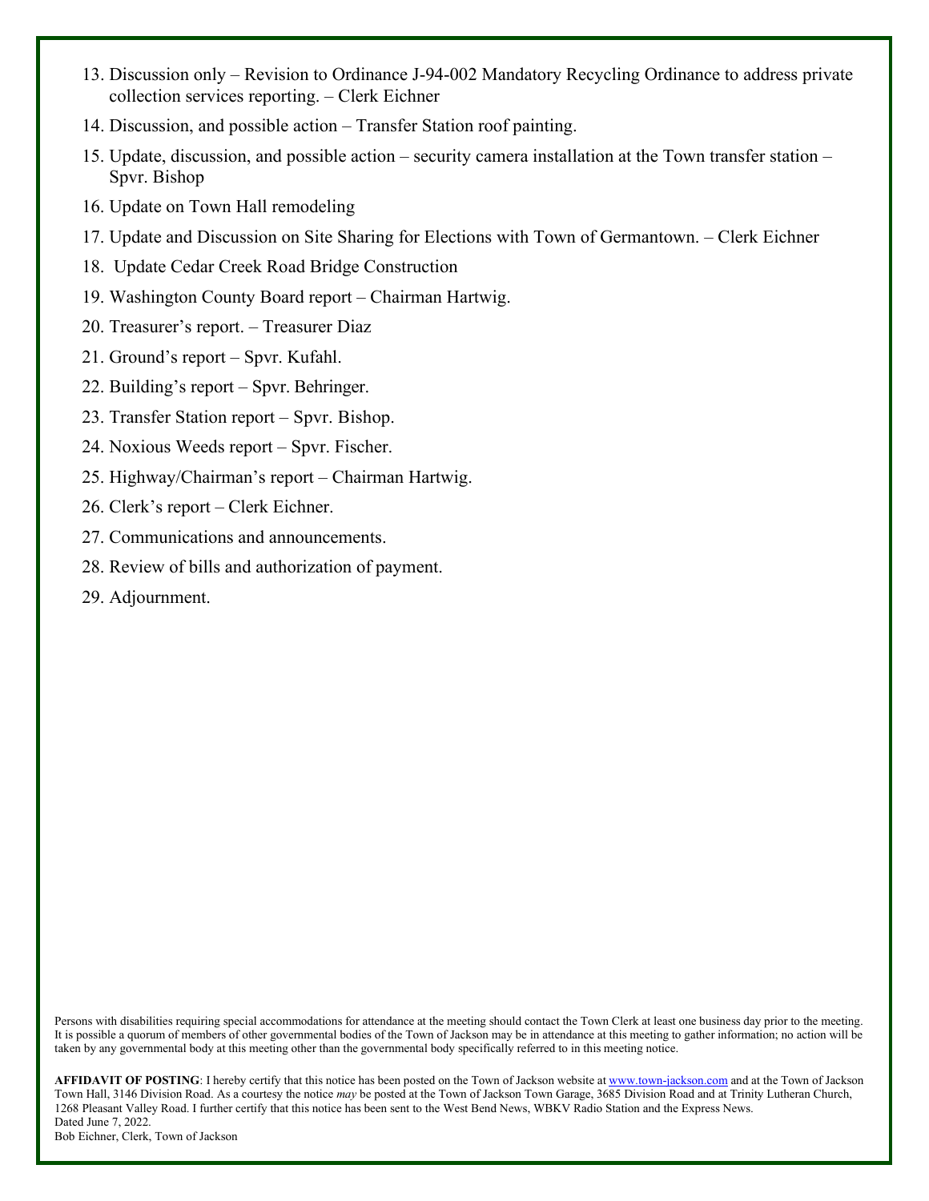13. Discussion only – Revision to Ordinance J-94-002 Mandatory Recycling Ordinance to address private collection services reporting. – Clerk Eichner
14. Discussion, and possible action – Transfer Station roof painting.
15. Update, discussion, and possible action – security camera installation at the Town transfer station – Spvr. Bishop
16. Update on Town Hall remodeling
17. Update and Discussion on Site Sharing for Elections with Town of Germantown. – Clerk Eichner
18. Update Cedar Creek Road Bridge Construction
19. Washington County Board report – Chairman Hartwig.
20. Treasurer's report. – Treasurer Diaz
21. Ground's report – Spvr. Kufahl.
22. Building's report – Spvr. Behringer.
23. Transfer Station report – Spvr. Bishop.
24. Noxious Weeds report – Spvr. Fischer.
25. Highway/Chairman's report – Chairman Hartwig.
26. Clerk's report – Clerk Eichner.
27. Communications and announcements.
28. Review of bills and authorization of payment.
29. Adjournment.

Persons with disabilities requiring special accommodations for attendance at the meeting should contact the Town Clerk at least one business day prior to the meeting. It is possible a quorum of members of other governmental bodies of the Town of Jackson may be in attendance at this meeting to gather information; no action will be taken by any governmental body at this meeting other than the governmental body specifically referred to in this meeting notice.

**AFFIDAVIT OF POSTING**: I hereby certify that this notice has been posted on the Town of Jackson website at www.town-jackson.com and at the Town of Jackson Town Hall, 3146 Division Road. As a courtesy the notice *may* be posted at the Town of Jackson Town Garage, 3685 Division Road and at Trinity Lutheran Church, 1268 Pleasant Valley Road. I further certify that this notice has been sent to the West Bend News, WBKV Radio Station and the Express News.
Dated June 7, 2022.
Bob Eichner, Clerk, Town of Jackson